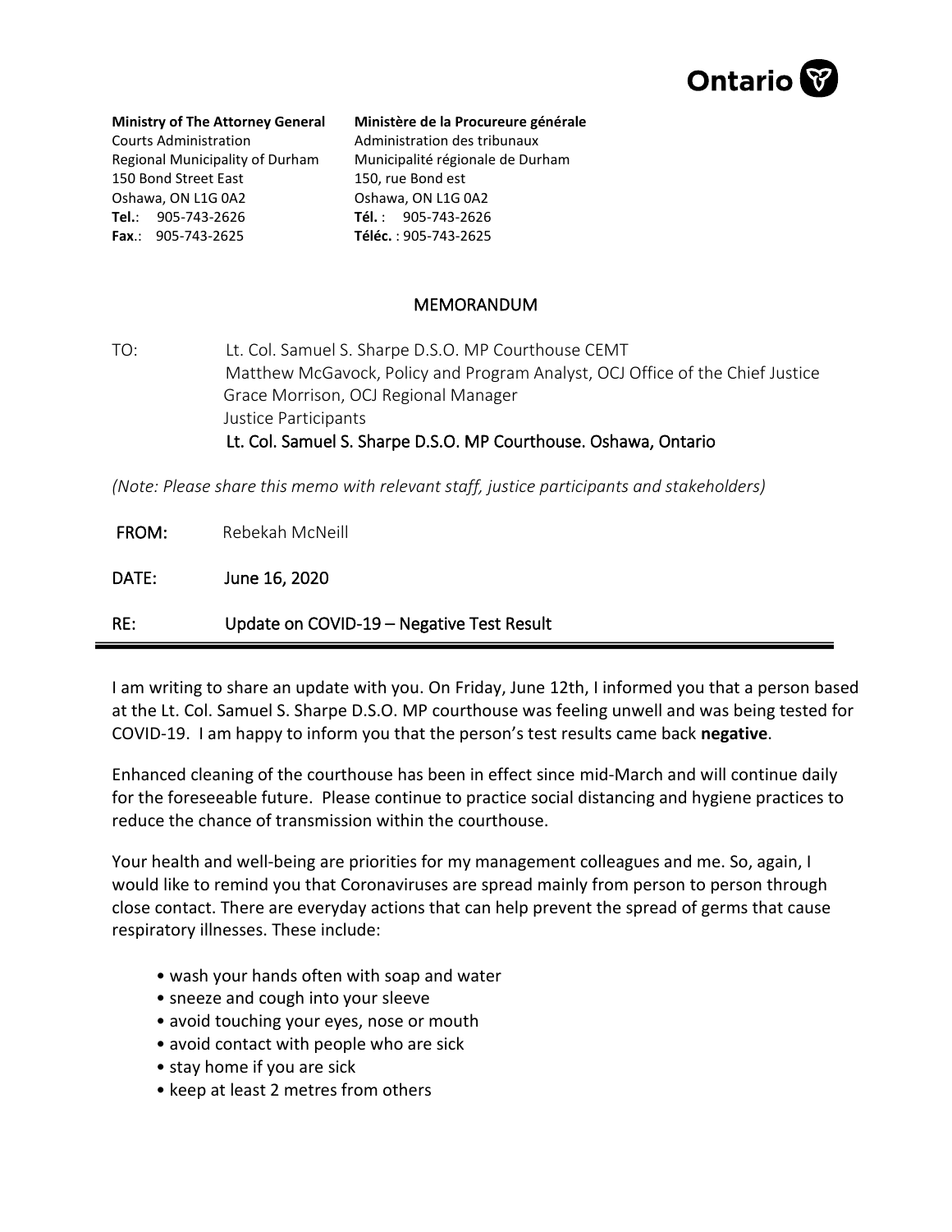Ontario

**Ministry of The Attorney General**
Courts Administration
Regional Municipality of Durham
150 Bond Street East
Oshawa, ON L1G 0A2
**Tel.**: 905-743-2626
**Fax**.: 905-743-2625

**Ministère de la Procureure générale**
Administration des tribunaux
Municipalité régionale de Durham
150, rue Bond est
Oshawa, ON L1G 0A2
**Tél.** : 905-743-2626
**Téléc.** : 905-743-2625

## MEMORANDUM

TO: Lt. Col. Samuel S. Sharpe D.S.O. MP Courthouse CEMT
Matthew McGavock, Policy and Program Analyst, OCJ Office of the Chief Justice
Grace Morrison, OCJ Regional Manager
Justice Participants
Lt. Col. Samuel S. Sharpe D.S.O. MP Courthouse. Oshawa, Ontario

*(Note: Please share this memo with relevant staff, justice participants and stakeholders)*

FROM: Rebekah McNeill

DATE: June 16, 2020

RE: Update on COVID-19 – Negative Test Result

---

I am writing to share an update with you. On Friday, June 12th, I informed you that a person based at the Lt. Col. Samuel S. Sharpe D.S.O. MP courthouse was feeling unwell and was being tested for COVID-19. I am happy to inform you that the person's test results came back **negative**.

Enhanced cleaning of the courthouse has been in effect since mid-March and will continue daily for the foreseeable future. Please continue to practice social distancing and hygiene practices to reduce the chance of transmission within the courthouse.

Your health and well-being are priorities for my management colleagues and me. So, again, I would like to remind you that Coronaviruses are spread mainly from person to person through close contact. There are everyday actions that can help prevent the spread of germs that cause respiratory illnesses. These include:

- wash your hands often with soap and water
- sneeze and cough into your sleeve
- avoid touching your eyes, nose or mouth
- avoid contact with people who are sick
- stay home if you are sick
- keep at least 2 metres from others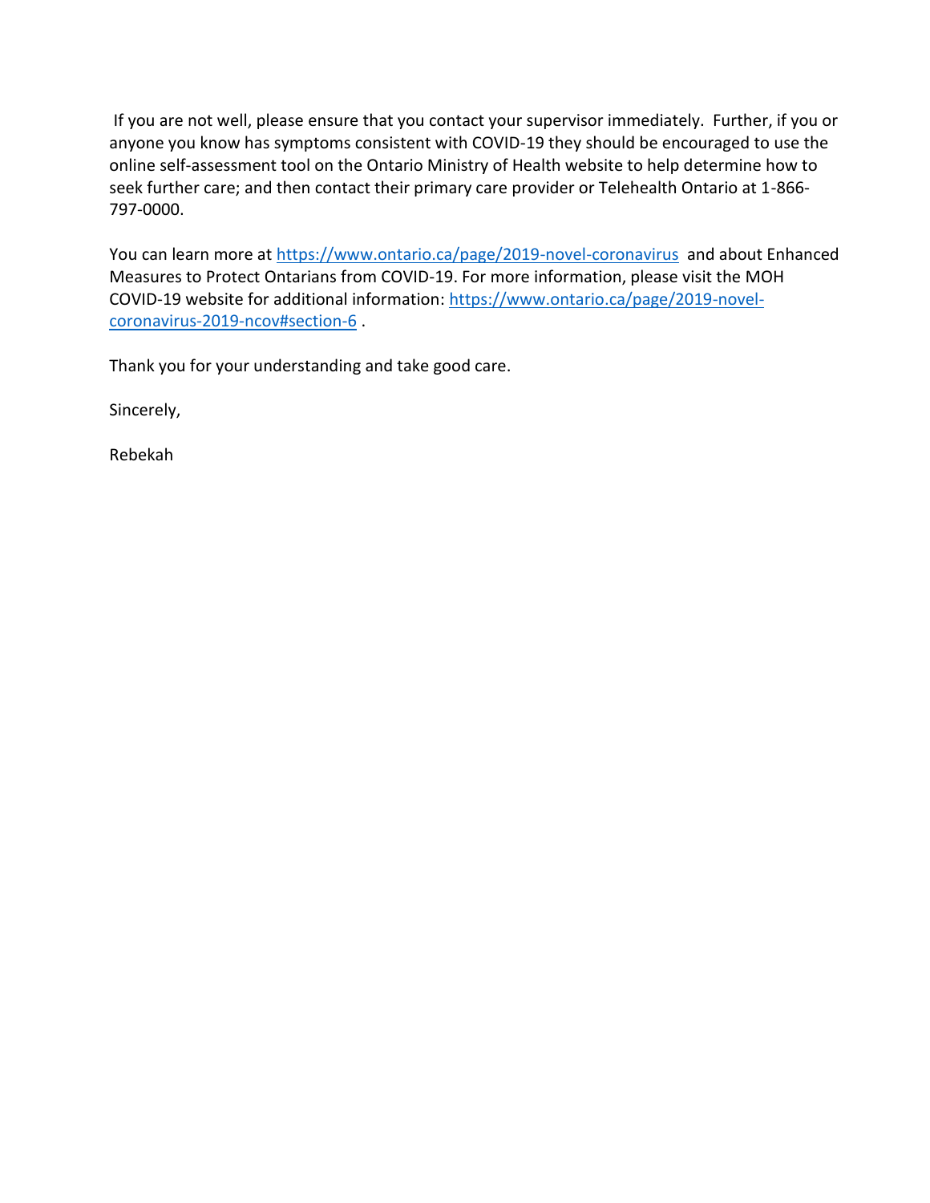If you are not well, please ensure that you contact your supervisor immediately. Further, if you or anyone you know has symptoms consistent with COVID-19 they should be encouraged to use the online self-assessment tool on the Ontario Ministry of Health website to help determine how to seek further care; and then contact their primary care provider or Telehealth Ontario at 1-866-797-0000.

You can learn more at [https://www.ontario.ca/page/2019-novel-coronavirus](https://www.ontario.ca/page/2019-novel-coronavirus) and about Enhanced Measures to Protect Ontarians from COVID-19. For more information, please visit the MOH COVID-19 website for additional information: [https://www.ontario.ca/page/2019-novel-coronavirus-2019-ncov#section-6](https://www.ontario.ca/page/2019-novel-coronavirus-2019-ncov#section-6) .

Thank you for your understanding and take good care.

Sincerely,

Rebekah